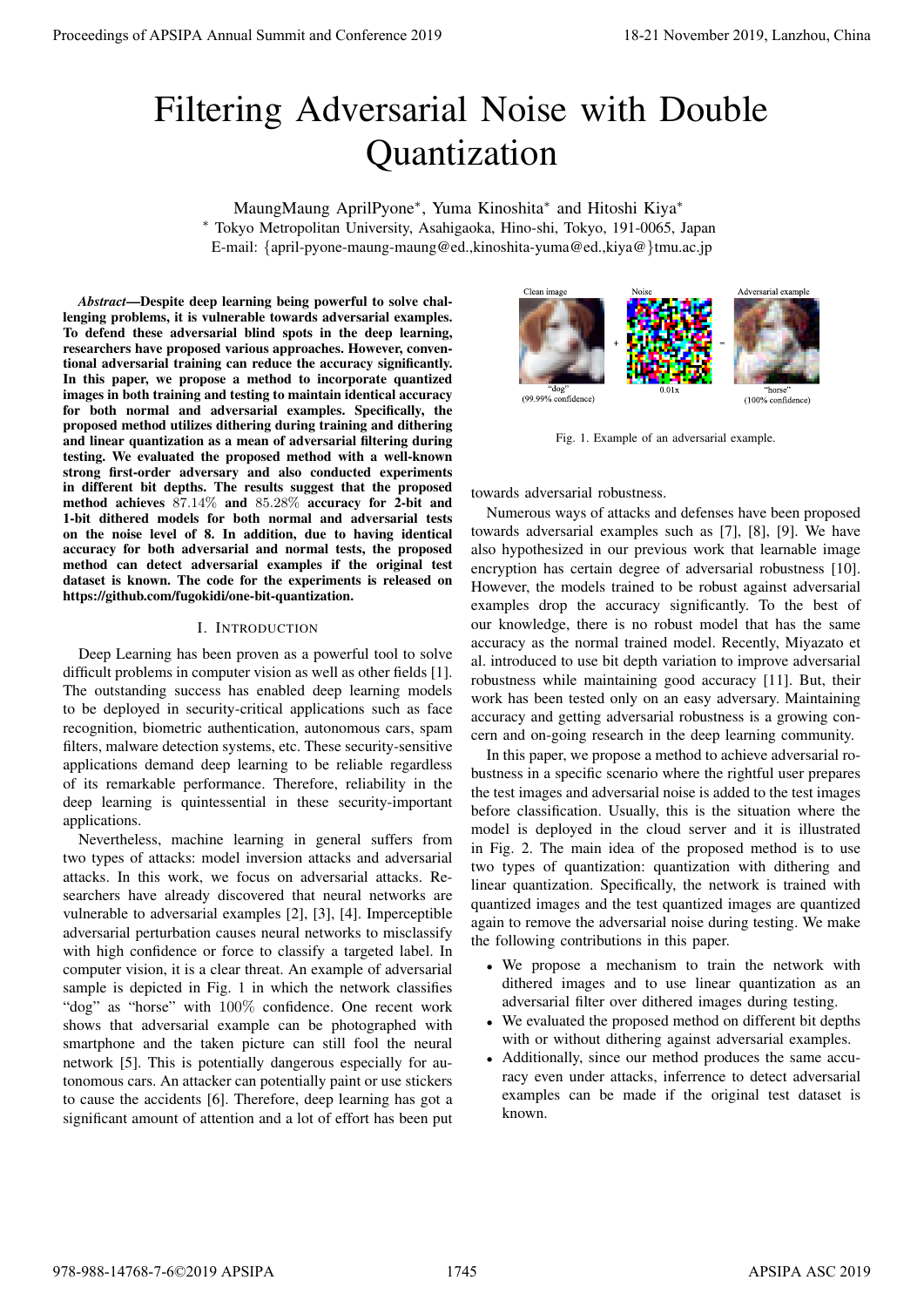# Filtering Adversarial Noise with Double Quantization

MaungMaung AprilPyone*, Yuma Kinoshita* and Hitoshi Kiya*

* Tokyo Metropolitan University, Asahigaoka, Hino-shi, Tokyo, 191-0065, Japan

E-mail: {april-pyone-maung-maung@ed.,kinoshita-yuma@ed.,kiya@}tmu.ac.jp

***Abstract*—Despite deep learning being powerful to solve challenging problems, it is vulnerable towards adversarial examples. To defend these adversarial blind spots in the deep learning, researchers have proposed various approaches. However, conventional adversarial training can reduce the accuracy significantly. In this paper, we propose a method to incorporate quantized images in both training and testing to maintain identical accuracy for both normal and adversarial examples. Specifically, the proposed method utilizes dithering during training and dithering and linear quantization as a mean of adversarial filtering during testing. We evaluated the proposed method with a well-known strong first-order adversary and also conducted experiments in different bit depths. The results suggest that the proposed method achieves $87.14\%$ and $85.28\%$ accuracy for 2-bit and 1-bit dithered models for both normal and adversarial tests on the noise level of 8. In addition, due to having identical accuracy for both adversarial and normal tests, the proposed method can detect adversarial examples if the original test dataset is known. The code for the experiments is released on https://github.com/fugokidi/one-bit-quantization.**

## I. Introduction

Deep Learning has been proven as a powerful tool to solve difficult problems in computer vision as well as other fields [1]. The outstanding success has enabled deep learning models to be deployed in security-critical applications such as face recognition, biometric authentication, autonomous cars, spam filters, malware detection systems, etc. These security-sensitive applications demand deep learning to be reliable regardless of its remarkable performance. Therefore, reliability in the deep learning is quintessential in these security-important applications.

Nevertheless, machine learning in general suffers from two types of attacks: model inversion attacks and adversarial attacks. In this work, we focus on adversarial attacks. Researchers have already discovered that neural networks are vulnerable to adversarial examples [2], [3], [4]. Imperceptible adversarial perturbation causes neural networks to misclassify with high confidence or force to classify a targeted label. In computer vision, it is a clear threat. An example of adversarial sample is depicted in Fig. 1 in which the network classifies "dog" as "horse" with $100\%$ confidence. One recent work shows that adversarial example can be photographed with smartphone and the taken picture can still fool the neural network [5]. This is potentially dangerous especially for autonomous cars. An attacker can potentially paint or use stickers to cause the accidents [6]. Therefore, deep learning has got a significant amount of attention and a lot of effort has been put towards adversarial robustness.

Fig. 1. Example of an adversarial example.

Numerous ways of attacks and defenses have been proposed towards adversarial examples such as [7], [8], [9]. We have also hypothesized in our previous work that learnable image encryption has certain degree of adversarial robustness [10]. However, the models trained to be robust against adversarial examples drop the accuracy significantly. To the best of our knowledge, there is no robust model that has the same accuracy as the normal trained model. Recently, Miyazato et al. introduced to use bit depth variation to improve adversarial robustness while maintaining good accuracy [11]. But, their work has been tested only on an easy adversary. Maintaining accuracy and getting adversarial robustness is a growing concern and on-going research in the deep learning community.

In this paper, we propose a method to achieve adversarial robustness in a specific scenario where the rightful user prepares the test images and adversarial noise is added to the test images before classification. Usually, this is the situation where the model is deployed in the cloud server and it is illustrated in Fig. 2. The main idea of the proposed method is to use two types of quantization: quantization with dithering and linear quantization. Specifically, the network is trained with quantized images and the test quantized images are quantized again to remove the adversarial noise during testing. We make the following contributions in this paper.

- We propose a mechanism to train the network with dithered images and to use linear quantization as an adversarial filter over dithered images during testing.
- We evaluated the proposed method on different bit depths with or without dithering against adversarial examples.
- Additionally, since our method produces the same accuracy even under attacks, inferrence to detect adversarial examples can be made if the original test dataset is known.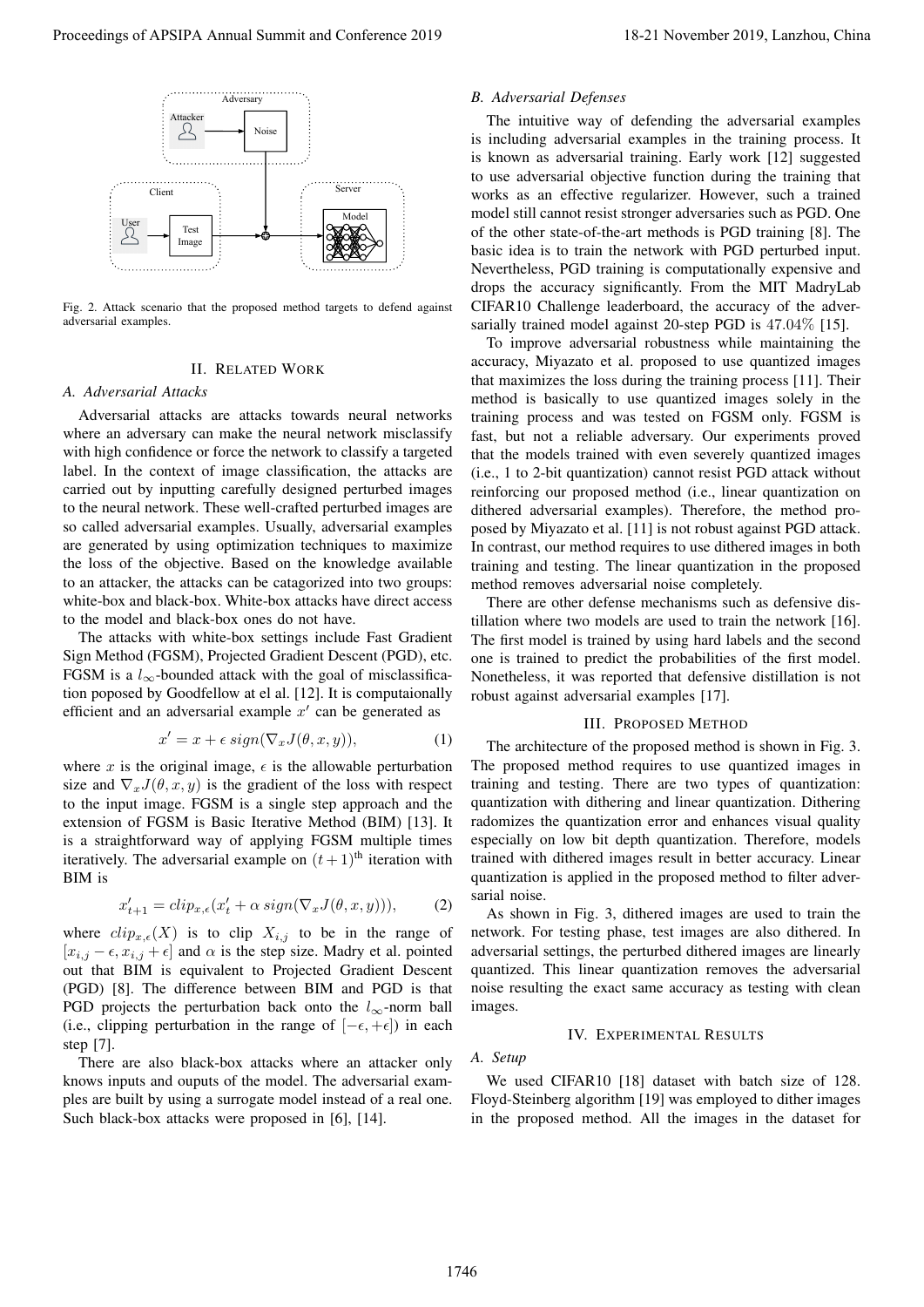Fig. 2. Attack scenario that the proposed method targets to defend against adversarial examples.

## II. Related Work

### A. Adversarial Attacks

Adversarial attacks are attacks towards neural networks where an adversary can make the neural network misclassify with high confidence or force the network to classify a targeted label. In the context of image classification, the attacks are carried out by inputting carefully designed perturbed images to the neural network. These well-crafted perturbed images are so called adversarial examples. Usually, adversarial examples are generated by using optimization techniques to maximize the loss of the objective. Based on the knowledge available to an attacker, the attacks can be catagorized into two groups: white-box and black-box. White-box attacks have direct access to the model and black-box ones do not have.

The attacks with white-box settings include Fast Gradient Sign Method (FGSM), Projected Gradient Descent (PGD), etc. FGSM is a $l_\infty$-bounded attack with the goal of misclassification poposed by Goodfellow at el [12]. It is computaionally efficient and an adversarial example $x'$ can be generated as

$$x' = x + \epsilon \, sign(\nabla_x J(\theta, x, y)), \tag{1}$$

where $x$ is the original image, $\epsilon$ is the allowable perturbation size and $\nabla_x J(\theta, x, y)$ is the gradient of the loss with respect to the input image. FGSM is a single step approach and the extension of FGSM is Basic Iterative Method (BIM) [13]. It is a straightforward way of applying FGSM multiple times iteratively. The adversarial example on $(t+1)^{\text{th}}$ iteration with BIM is

$$x'_{t+1} = clip_{x,\epsilon}(x'_t + \alpha \, sign(\nabla_x J(\theta, x, y))), \tag{2}$$

where $clip_{x,\epsilon}(X)$ is to clip $X_{i,j}$ to be in the range of $[x_{i,j} - \epsilon, x_{i,j} + \epsilon]$ and $\alpha$ is the step size. Madry et al. pointed out that BIM is equivalent to Projected Gradient Descent (PGD) [8]. The difference between BIM and PGD is that PGD projects the perturbation back onto the $l_\infty$-norm ball (i.e., clipping perturbation in the range of $[-\epsilon, +\epsilon]$) in each step [7].

There are also black-box attacks where an attacker only knows inputs and ouputs of the model. The adversarial examples are built by using a surrogate model instead of a real one. Such black-box attacks were proposed in [6], [14].

### B. Adversarial Defenses

The intuitive way of defending the adversarial examples is including adversarial examples in the training process. It is known as adversarial training. Early work [12] suggested to use adversarial objective function during the training that works as an effective regularizer. However, such a trained model still cannot resist stronger adversaries such as PGD. One of the other state-of-the-art methods is PGD training [8]. The basic idea is to train the network with PGD perturbed input. Nevertheless, PGD training is computationally expensive and drops the accuracy significantly. From the MIT MadryLab CIFAR10 Challenge leaderboard, the accuracy of the adversarially trained model against 20-step PGD is $47.04\%$ [15].

To improve adversarial robustness while maintaining the accuracy, Miyazato et al. proposed to use quantized images that maximizes the loss during the training process [11]. Their method is basically to use quantized images solely in the training process and was tested on FGSM only. FGSM is fast, but not a reliable adversary. Our experiments proved that the models trained with even severely quantized images (i.e., 1 to 2-bit quantization) cannot resist PGD attack without reinforcing our proposed method (i.e., linear quantization on dithered adversarial examples). Therefore, the method proposed by Miyazato et al. [11] is not robust against PGD attack. In contrast, our method requires to use dithered images in both training and testing. The linear quantization in the proposed method removes adversarial noise completely.

There are other defense mechanisms such as defensive distillation where two models are used to train the network [16]. The first model is trained by using hard labels and the second one is trained to predict the probabilities of the first model. Nonetheless, it was reported that defensive distillation is not robust against adversarial examples [17].

## III. Proposed Method

The architecture of the proposed method is shown in Fig. 3. The proposed method requires to use quantized images in training and testing. There are two types of quantization: quantization with dithering and linear quantization. Dithering radomizes the quantization error and enhances visual quality especially on low bit depth quantization. Therefore, models trained with dithered images result in better accuracy. Linear quantization is applied in the proposed method to filter adversarial noise.

As shown in Fig. 3, dithered images are used to train the network. For testing phase, test images are also dithered. In adversarial settings, the perturbed dithered images are linearly quantized. This linear quantization removes the adversarial noise resulting the exact same accuracy as testing with clean images.

## IV. Experimental Results

### A. Setup

We used CIFAR10 [18] dataset with batch size of 128. Floyd-Steinberg algorithm [19] was employed to dither images in the proposed method. All the images in the dataset for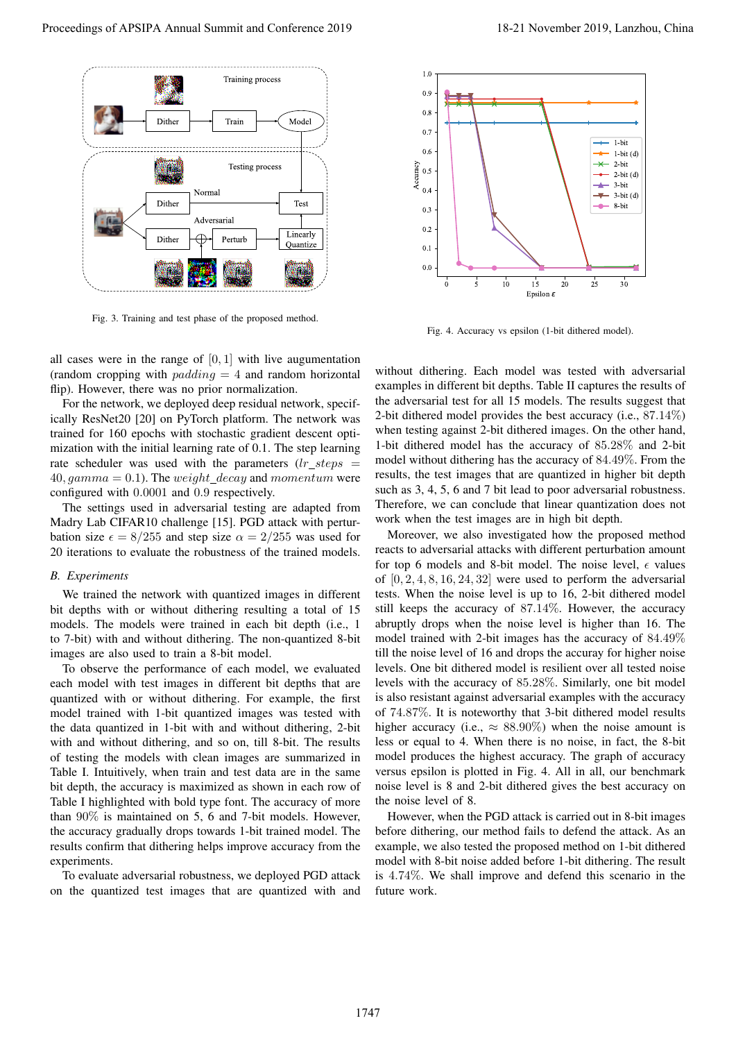Fig. 3. Training and test phase of the proposed method.

Fig. 4. Accuracy vs epsilon (1-bit dithered model).

all cases were in the range of $[0, 1]$ with live augumentation (random cropping with $padding = 4$ and random horizontal flip). However, there was no prior normalization.

For the network, we deployed deep residual network, specifically ResNet20 [20] on PyTorch platform. The network was trained for 160 epochs with stochastic gradient descent optimization with the initial learning rate of 0.1. The step learning rate scheduler was used with the parameters ($lr\_steps = 40, gamma = 0.1$). The $weight\_decay$ and $momentum$ were configured with 0.0001 and 0.9 respectively.

The settings used in adversarial testing are adapted from Madry Lab CIFAR10 challenge [15]. PGD attack with perturbation size $\epsilon = 8/255$ and step size $\alpha = 2/255$ was used for 20 iterations to evaluate the robustness of the trained models.

### B. Experiments

We trained the network with quantized images in different bit depths with or without dithering resulting a total of 15 models. The models were trained in each bit depth (i.e., 1 to 7-bit) with and without dithering. The non-quantized 8-bit images are also used to train a 8-bit model.

To observe the performance of each model, we evaluated each model with test images in different bit depths that are quantized with or without dithering. For example, the first model trained with 1-bit quantized images was tested with the data quantized in 1-bit with and without dithering, 2-bit with and without dithering, and so on, till 8-bit. The results of testing the models with clean images are summarized in Table I. Intuitively, when train and test data are in the same bit depth, the accuracy is maximized as shown in each row of Table I highlighted with bold type font. The accuracy of more than 90% is maintained on 5, 6 and 7-bit models. However, the accuracy gradually drops towards 1-bit trained model. The results confirm that dithering helps improve accuracy from the experiments.

To evaluate adversarial robustness, we deployed PGD attack on the quantized test images that are quantized with and without dithering. Each model was tested with adversarial examples in different bit depths. Table II captures the results of the adversarial test for all 15 models. The results suggest that 2-bit dithered model provides the best accuracy (i.e., 87.14%) when testing against 2-bit dithered images. On the other hand, 1-bit dithered model has the accuracy of 85.28% and 2-bit model without dithering has the accuracy of 84.49%. From the results, the test images that are quantized in higher bit depth such as 3, 4, 5, 6 and 7 bit lead to poor adversarial robustness. Therefore, we can conclude that linear quantization does not work when the test images are in high bit depth.

Moreover, we also investigated how the proposed method reacts to adversarial attacks with different perturbation amount for top 6 models and 8-bit model. The noise level, $\epsilon$ values of $[0, 2, 4, 8, 16, 24, 32]$ were used to perform the adversarial tests. When the noise level is up to 16, 2-bit dithered model still keeps the accuracy of 87.14%. However, the accuracy abruptly drops when the noise level is higher than 16. The model trained with 2-bit images has the accuracy of 84.49% till the noise level of 16 and drops the accuray for higher noise levels. One bit dithered model is resilient over all tested noise levels with the accuracy of 85.28%. Similarly, one bit model is also resistant against adversarial examples with the accuracy of 74.87%. It is noteworthy that 3-bit dithered model results higher accuracy (i.e., $\approx$ 88.90%) when the noise amount is less or equal to 4. When there is no noise, in fact, the 8-bit model produces the highest accuracy. The graph of accuracy versus epsilon is plotted in Fig. 4. All in all, our benchmark noise level is 8 and 2-bit dithered gives the best accuracy on the noise level of 8.

However, when the PGD attack is carried out in 8-bit images before dithering, our method fails to defend the attack. As an example, we also tested the proposed method on 1-bit dithered model with 8-bit noise added before 1-bit dithering. The result is 4.74%. We shall improve and defend this scenario in the future work.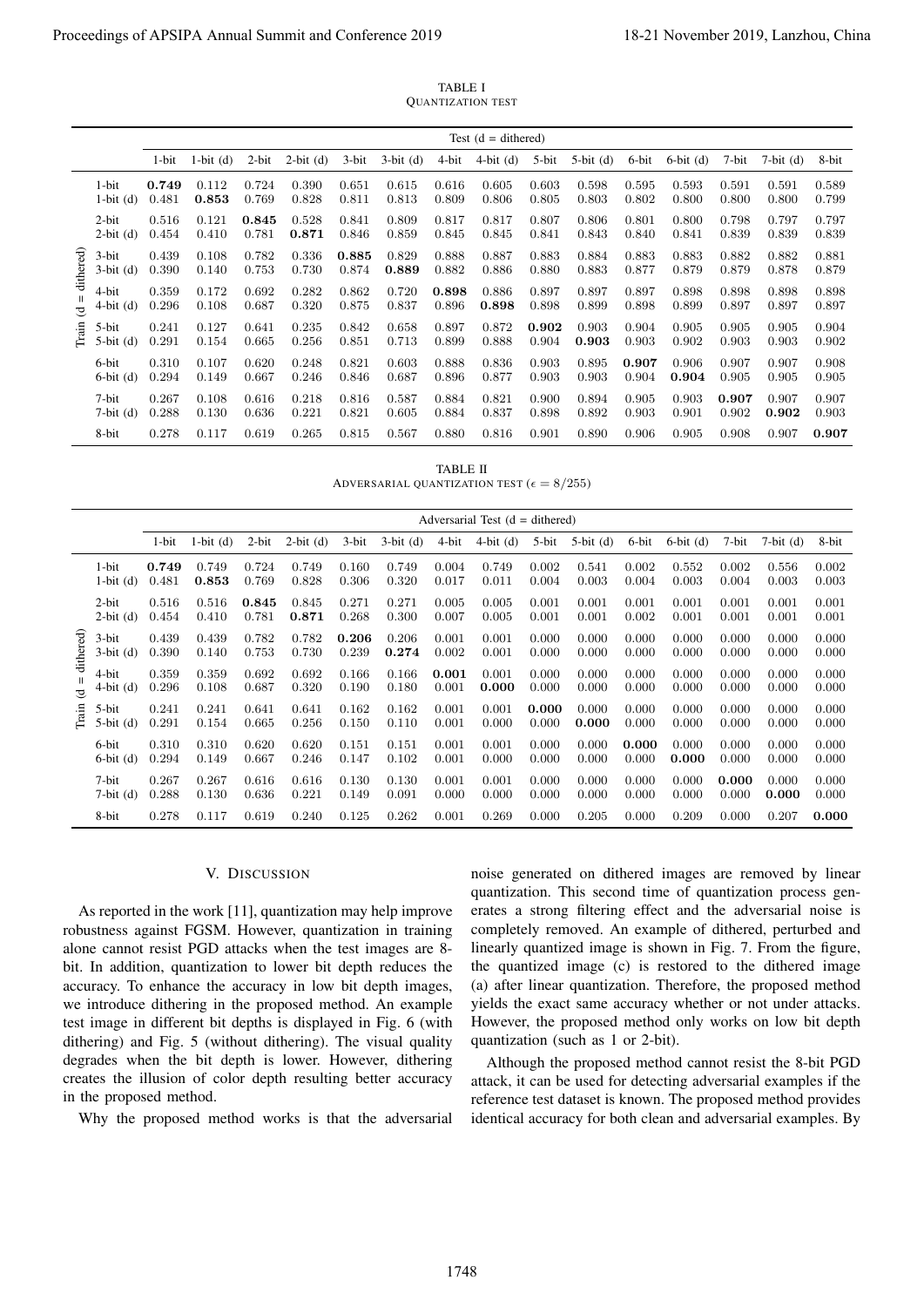TABLE I
QUANTIZATION TEST

| Train (d = dithered) | 1-bit | 1-bit (d) | 2-bit | 2-bit (d) | 3-bit | 3-bit (d) | 4-bit | 4-bit (d) | 5-bit | 5-bit (d) | 6-bit | 6-bit (d) | 7-bit | 7-bit (d) | 8-bit |
|---|---|---|---|---|---|---|---|---|---|---|---|---|---|---|---|
| | Test (d = dithered) | | | | | | | | | | | | | | |
| 1-bit | **0.749** | 0.112 | 0.724 | 0.390 | 0.651 | 0.615 | 0.616 | 0.605 | 0.603 | 0.598 | 0.595 | 0.593 | 0.591 | 0.591 | 0.589 |
| 1-bit (d) | 0.481 | **0.853** | 0.769 | 0.828 | 0.811 | 0.813 | 0.809 | 0.806 | 0.805 | 0.803 | 0.802 | 0.800 | 0.800 | 0.800 | 0.799 |
| 2-bit | 0.516 | 0.121 | **0.845** | 0.528 | 0.841 | 0.809 | 0.817 | 0.817 | 0.807 | 0.806 | 0.801 | 0.800 | 0.798 | 0.797 | 0.797 |
| 2-bit (d) | 0.454 | 0.410 | 0.781 | **0.871** | 0.846 | 0.859 | 0.845 | 0.845 | 0.841 | 0.843 | 0.840 | 0.841 | 0.839 | 0.839 | 0.839 |
| 3-bit | 0.439 | 0.108 | 0.782 | 0.336 | **0.885** | 0.829 | 0.888 | 0.887 | 0.883 | 0.884 | 0.883 | 0.883 | 0.882 | 0.882 | 0.881 |
| 3-bit (d) | 0.390 | 0.140 | 0.753 | 0.730 | 0.874 | **0.889** | 0.882 | 0.886 | 0.880 | 0.883 | 0.877 | 0.879 | 0.879 | 0.878 | 0.879 |
| 4-bit | 0.359 | 0.172 | 0.692 | 0.282 | 0.862 | 0.720 | **0.898** | 0.886 | 0.897 | 0.897 | 0.897 | 0.898 | 0.898 | 0.898 | 0.898 |
| 4-bit (d) | 0.296 | 0.108 | 0.687 | 0.320 | 0.875 | 0.837 | 0.896 | **0.898** | 0.898 | 0.899 | 0.898 | 0.899 | 0.897 | 0.897 | 0.897 |
| 5-bit | 0.241 | 0.127 | 0.641 | 0.235 | 0.842 | 0.658 | 0.897 | 0.872 | **0.902** | 0.903 | 0.904 | 0.905 | 0.905 | 0.905 | 0.904 |
| 5-bit (d) | 0.291 | 0.154 | 0.665 | 0.256 | 0.851 | 0.713 | 0.899 | 0.888 | 0.904 | **0.903** | 0.903 | 0.902 | 0.903 | 0.903 | 0.902 |
| 6-bit | 0.310 | 0.107 | 0.620 | 0.248 | 0.821 | 0.603 | 0.888 | 0.836 | 0.903 | 0.895 | **0.907** | 0.906 | 0.907 | 0.907 | 0.908 |
| 6-bit (d) | 0.294 | 0.149 | 0.667 | 0.246 | 0.846 | 0.687 | 0.896 | 0.877 | 0.903 | 0.903 | 0.904 | **0.904** | 0.905 | 0.905 | 0.905 |
| 7-bit | 0.267 | 0.108 | 0.616 | 0.218 | 0.816 | 0.587 | 0.884 | 0.821 | 0.900 | 0.894 | 0.905 | 0.903 | **0.907** | 0.907 | 0.907 |
| 7-bit (d) | 0.288 | 0.130 | 0.636 | 0.221 | 0.821 | 0.605 | 0.884 | 0.837 | 0.898 | 0.892 | 0.903 | 0.901 | 0.902 | **0.902** | 0.903 |
| 8-bit | 0.278 | 0.117 | 0.619 | 0.265 | 0.815 | 0.567 | 0.880 | 0.816 | 0.901 | 0.890 | 0.906 | 0.905 | 0.908 | 0.907 | **0.907** |

TABLE II
ADVERSARIAL QUANTIZATION TEST ($\epsilon = 8/255$)

| Train (d = dithered) | 1-bit | 1-bit (d) | 2-bit | 2-bit (d) | 3-bit | 3-bit (d) | 4-bit | 4-bit (d) | 5-bit | 5-bit (d) | 6-bit | 6-bit (d) | 7-bit | 7-bit (d) | 8-bit |
|---|---|---|---|---|---|---|---|---|---|---|---|---|---|---|---|
| | Adversarial Test (d = dithered) | | | | | | | | | | | | | | |
| 1-bit | **0.749** | 0.749 | 0.724 | 0.749 | 0.160 | 0.749 | 0.004 | 0.749 | 0.002 | 0.541 | 0.002 | 0.552 | 0.002 | 0.556 | 0.002 |
| 1-bit (d) | 0.481 | **0.853** | 0.769 | 0.828 | 0.306 | 0.320 | 0.017 | 0.011 | 0.004 | 0.003 | 0.004 | 0.003 | 0.004 | 0.003 | 0.003 |
| 2-bit | 0.516 | 0.516 | **0.845** | 0.845 | 0.271 | 0.271 | 0.005 | 0.005 | 0.001 | 0.001 | 0.001 | 0.001 | 0.001 | 0.001 | 0.001 |
| 2-bit (d) | 0.454 | 0.410 | 0.781 | **0.871** | 0.268 | 0.300 | 0.007 | 0.005 | 0.001 | 0.001 | 0.002 | 0.001 | 0.001 | 0.001 | 0.001 |
| 3-bit | 0.439 | 0.439 | 0.782 | 0.782 | **0.206** | 0.206 | 0.001 | 0.001 | 0.000 | 0.000 | 0.000 | 0.000 | 0.000 | 0.000 | 0.000 |
| 3-bit (d) | 0.390 | 0.140 | 0.753 | 0.730 | 0.239 | **0.274** | 0.002 | 0.001 | 0.000 | 0.000 | 0.000 | 0.000 | 0.000 | 0.000 | 0.000 |
| 4-bit | 0.359 | 0.359 | 0.692 | 0.692 | 0.166 | 0.166 | **0.001** | 0.001 | 0.000 | 0.000 | 0.000 | 0.000 | 0.000 | 0.000 | 0.000 |
| 4-bit (d) | 0.296 | 0.108 | 0.687 | 0.320 | 0.190 | 0.180 | 0.001 | **0.000** | 0.000 | 0.000 | 0.000 | 0.000 | 0.000 | 0.000 | 0.000 |
| 5-bit | 0.241 | 0.241 | 0.641 | 0.641 | 0.162 | 0.162 | 0.001 | 0.001 | **0.000** | 0.000 | 0.000 | 0.000 | 0.000 | 0.000 | 0.000 |
| 5-bit (d) | 0.291 | 0.154 | 0.665 | 0.256 | 0.150 | 0.110 | 0.001 | 0.000 | 0.000 | **0.000** | 0.000 | 0.000 | 0.000 | 0.000 | 0.000 |
| 6-bit | 0.310 | 0.310 | 0.620 | 0.620 | 0.151 | 0.151 | 0.001 | 0.001 | 0.000 | 0.000 | **0.000** | 0.000 | 0.000 | 0.000 | 0.000 |
| 6-bit (d) | 0.294 | 0.149 | 0.667 | 0.246 | 0.147 | 0.102 | 0.001 | 0.000 | 0.000 | 0.000 | 0.000 | **0.000** | 0.000 | 0.000 | 0.000 |
| 7-bit | 0.267 | 0.267 | 0.616 | 0.616 | 0.130 | 0.130 | 0.001 | 0.001 | 0.000 | 0.000 | 0.000 | 0.000 | **0.000** | 0.000 | 0.000 |
| 7-bit (d) | 0.288 | 0.130 | 0.636 | 0.221 | 0.149 | 0.091 | 0.000 | 0.000 | 0.000 | 0.000 | 0.000 | 0.000 | 0.000 | **0.000** | 0.000 |
| 8-bit | 0.278 | 0.117 | 0.619 | 0.240 | 0.125 | 0.262 | 0.001 | 0.269 | 0.000 | 0.205 | 0.000 | 0.209 | 0.000 | 0.207 | **0.000** |

## V. DISCUSSION

As reported in the work [11], quantization may help improve robustness against FGSM. However, quantization in training alone cannot resist PGD attacks when the test images are 8-bit. In addition, quantization to lower bit depth reduces the accuracy. To enhance the accuracy in low bit depth images, we introduce dithering in the proposed method. An example test image in different bit depths is displayed in Fig. 6 (with dithering) and Fig. 5 (without dithering). The visual quality degrades when the bit depth is lower. However, dithering creates the illusion of color depth resulting better accuracy in the proposed method.

Why the proposed method works is that the adversarial noise generated on dithered images are removed by linear quantization. This second time of quantization process generates a strong filtering effect and the adversarial noise is completely removed. An example of dithered, perturbed and linearly quantized image is shown in Fig. 7. From the figure, the quantized image (c) is restored to the dithered image (a) after linear quantization. Therefore, the proposed method yields the exact same accuracy whether or not under attacks. However, the proposed method only works on low bit depth quantization (such as 1 or 2-bit).

Although the proposed method cannot resist the 8-bit PGD attack, it can be used for detecting adversarial examples if the reference test dataset is known. The proposed method provides identical accuracy for both clean and adversarial examples. By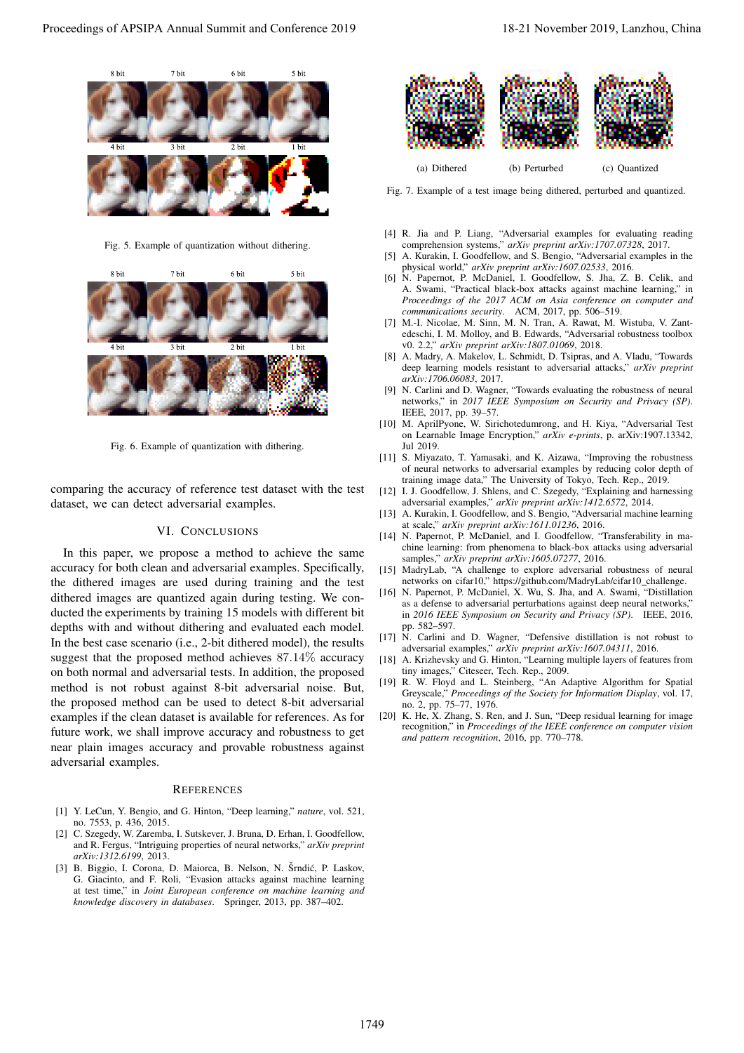8 bit
7 bit
6 bit
5 bit
4 bit
3 bit
2 bit
1 bit

Fig. 5. Example of quantization without dithering.

8 bit
7 bit
6 bit
5 bit
4 bit
3 bit
2 bit
1 bit

Fig. 6. Example of quantization with dithering.

comparing the accuracy of reference test dataset with the test dataset, we can detect adversarial examples.

## VI. Conclusions

In this paper, we propose a method to achieve the same accuracy for both clean and adversarial examples. Specifically, the dithered images are used during training and the test dithered images are quantized again during testing. We conducted the experiments by training 15 models with different bit depths with and without dithering and evaluated each model. In the best case scenario (i.e., 2-bit dithered model), the results suggest that the proposed method achieves 87.14% accuracy on both normal and adversarial tests. In addition, the proposed method is not robust against 8-bit adversarial noise. But, the proposed method can be used to detect 8-bit adversarial examples if the clean dataset is available for references. As for future work, we shall improve accuracy and robustness to get near plain images accuracy and provable robustness against adversarial examples.

## References

[1] Y. LeCun, Y. Bengio, and G. Hinton, "Deep learning," *nature*, vol. 521, no. 7553, p. 436, 2015.

[2] C. Szegedy, W. Zaremba, I. Sutskever, J. Bruna, D. Erhan, I. Goodfellow, and R. Fergus, "Intriguing properties of neural networks," *arXiv preprint arXiv:1312.6199*, 2013.

[3] B. Biggio, I. Corona, D. Maiorca, B. Nelson, N. Šrndić, P. Laskov, G. Giacinto, and F. Roli, "Evasion attacks against machine learning at test time," in *Joint European conference on machine learning and knowledge discovery in databases*. Springer, 2013, pp. 387–402.

(a) Dithered
(b) Perturbed
(c) Quantized

Fig. 7. Example of a test image being dithered, perturbed and quantized.

[4] R. Jia and P. Liang, "Adversarial examples for evaluating reading comprehension systems," *arXiv preprint arXiv:1707.07328*, 2017.

[5] A. Kurakin, I. Goodfellow, and S. Bengio, "Adversarial examples in the physical world," *arXiv preprint arXiv:1607.02533*, 2016.

[6] N. Papernot, P. McDaniel, I. Goodfellow, S. Jha, Z. B. Celik, and A. Swami, "Practical black-box attacks against machine learning," in *Proceedings of the 2017 ACM on Asia conference on computer and communications security*. ACM, 2017, pp. 506–519.

[7] M.-I. Nicolae, M. Sinn, M. N. Tran, A. Rawat, M. Wistuba, V. Zantedeschi, I. M. Molloy, and B. Edwards, "Adversarial robustness toolbox v0. 2.2," *arXiv preprint arXiv:1807.01069*, 2018.

[8] A. Madry, A. Makelov, L. Schmidt, D. Tsipras, and A. Vladu, "Towards deep learning models resistant to adversarial attacks," *arXiv preprint arXiv:1706.06083*, 2017.

[9] N. Carlini and D. Wagner, "Towards evaluating the robustness of neural networks," in *2017 IEEE Symposium on Security and Privacy (SP)*. IEEE, 2017, pp. 39–57.

[10] M. AprilPyone, W. Sirichotedumrong, and H. Kiya, "Adversarial Test on Learnable Image Encryption," *arXiv e-prints*, p. arXiv:1907.13342, Jul 2019.

[11] S. Miyazato, T. Yamasaki, and K. Aizawa, "Improving the robustness of neural networks to adversarial examples by reducing color depth of training image data," The University of Tokyo, Tech. Rep., 2019.

[12] I. J. Goodfellow, J. Shlens, and C. Szegedy, "Explaining and harnessing adversarial examples," *arXiv preprint arXiv:1412.6572*, 2014.

[13] A. Kurakin, I. Goodfellow, and S. Bengio, "Adversarial machine learning at scale," *arXiv preprint arXiv:1611.01236*, 2016.

[14] N. Papernot, P. McDaniel, and I. Goodfellow, "Transferability in machine learning: from phenomena to black-box attacks using adversarial samples," *arXiv preprint arXiv:1605.07277*, 2016.

[15] MadryLab, "A challenge to explore adversarial robustness of neural networks on cifar10," https://github.com/MadryLab/cifar10_challenge.

[16] N. Papernot, P. McDaniel, X. Wu, S. Jha, and A. Swami, "Distillation as a defense to adversarial perturbations against deep neural networks," in *2016 IEEE Symposium on Security and Privacy (SP)*. IEEE, 2016, pp. 582–597.

[17] N. Carlini and D. Wagner, "Defensive distillation is not robust to adversarial examples," *arXiv preprint arXiv:1607.04311*, 2016.

[18] A. Krizhevsky and G. Hinton, "Learning multiple layers of features from tiny images," Citeseer, Tech. Rep., 2009.

[19] R. W. Floyd and L. Steinberg, "An Adaptive Algorithm for Spatial Greyscale," *Proceedings of the Society for Information Display*, vol. 17, no. 2, pp. 75–77, 1976.

[20] K. He, X. Zhang, S. Ren, and J. Sun, "Deep residual learning for image recognition," in *Proceedings of the IEEE conference on computer vision and pattern recognition*, 2016, pp. 770–778.